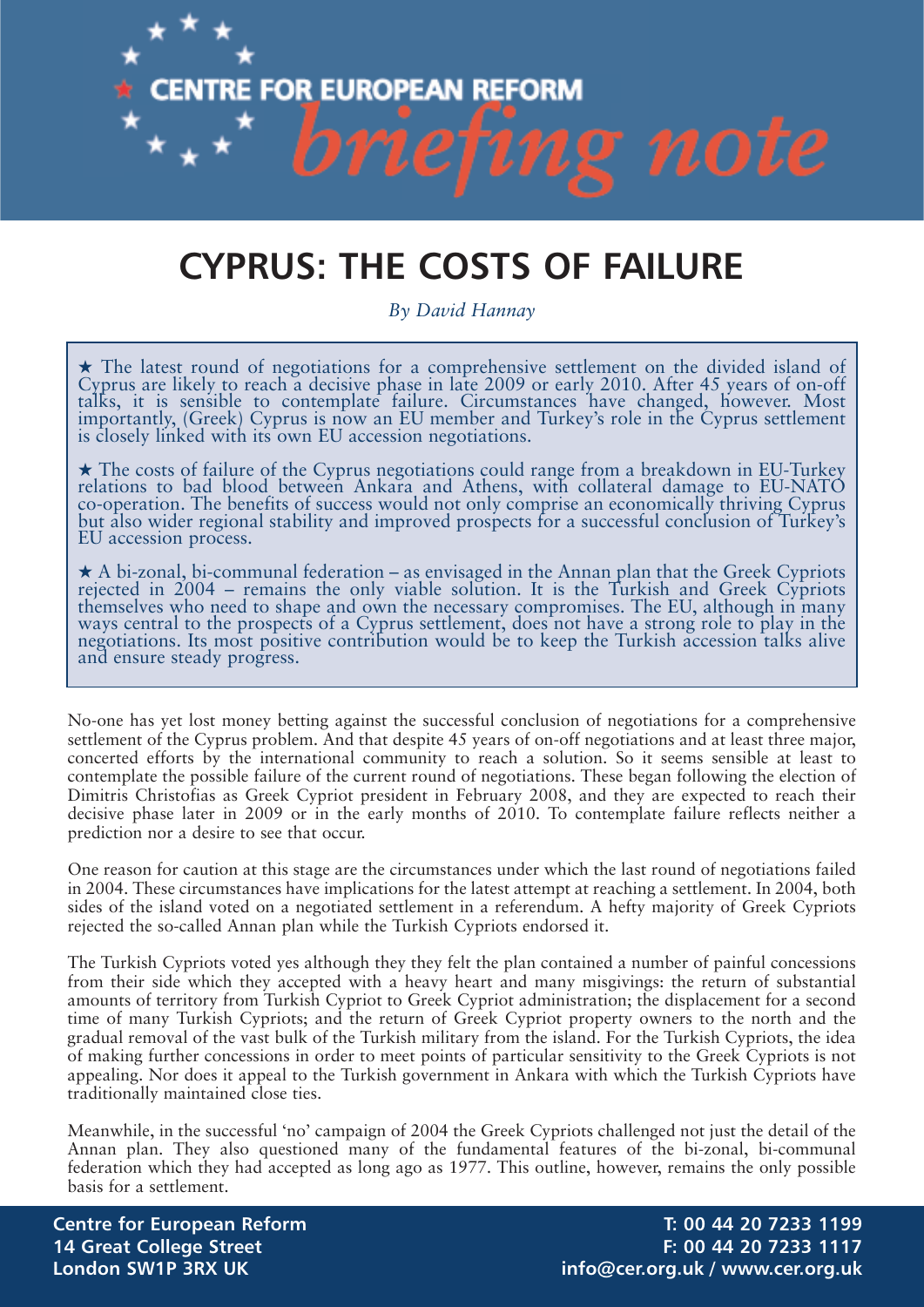# CYPRUS: THE COSTS OF FAILURE

*By David Hannay*

★ The latest round of negotiations for a comprehensive settlement on the divided island of Cyprus are likely to reach a decisive phase in late 2009 or early 2010. After 45 years of on-off talks, it is sensible to contemplate failure. Circumstances have changed, however. Most importantly, (Greek) Cyprus is now an EU member and Turkey's role in the Cyprus settlement is closely linked with its own EU accession negotiations.

★ The costs of failure of the Cyprus negotiations could range from a breakdown in EU-Turkey relations to bad blood between Ankara and Athens, with collateral damage to EU-NATO co-operation. The benefits of success would not only comprise an economically thriving Cyprus but also wider regional stability and improved prospects for a successful conclusion of Turkey's EU accession process.

★ A bi-zonal, bi-communal federation – as envisaged in the Annan plan that the Greek Cypriots rejected in 2004 – remains the only viable solution. It is the Turkish and Greek Cypriots themselves who need to shape and own the necessary compromises. The EU, although in many ways central to the prospects of a Cyprus settlement, does not have a strong role to play in the negotiations. Its most positive contribution would be to keep the Turkish accession talks alive and ensure steady progress.

No-one has yet lost money betting against the successful conclusion of negotiations for a comprehensive settlement of the Cyprus problem. And that despite 45 years of on-off negotiations and at least three major, concerted efforts by the international community to reach a solution. So it seems sensible at least to contemplate the possible failure of the current round of negotiations. These began following the election of Dimitris Christofias as Greek Cypriot president in February 2008, and they are expected to reach their decisive phase later in 2009 or in the early months of 2010. To contemplate failure reflects neither a prediction nor a desire to see that occur.

One reason for caution at this stage are the circumstances under which the last round of negotiations failed in 2004. These circumstances have implications for the latest attempt at reaching a settlement. In 2004, both sides of the island voted on a negotiated settlement in a referendum. A hefty majority of Greek Cypriots rejected the so-called Annan plan while the Turkish Cypriots endorsed it.

The Turkish Cypriots voted yes although they they felt the plan contained a number of painful concessions from their side which they accepted with a heavy heart and many misgivings: the return of substantial amounts of territory from Turkish Cypriot to Greek Cypriot administration; the displacement for a second time of many Turkish Cypriots; and the return of Greek Cypriot property owners to the north and the gradual removal of the vast bulk of the Turkish military from the island. For the Turkish Cypriots, the idea of making further concessions in order to meet points of particular sensitivity to the Greek Cypriots is not appealing. Nor does it appeal to the Turkish government in Ankara with which the Turkish Cypriots have traditionally maintained close ties.

Meanwhile, in the successful 'no' campaign of 2004 the Greek Cypriots challenged not just the detail of the Annan plan. They also questioned many of the fundamental features of the bi-zonal, bi-communal federation which they had accepted as long ago as 1977. This outline, however, remains the only possible basis for a settlement.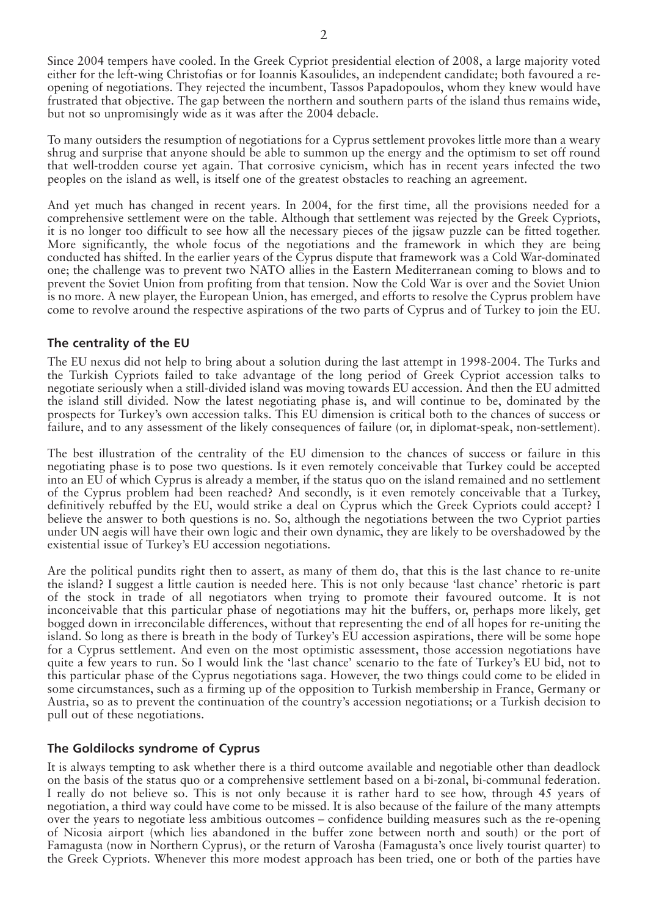Since 2004 tempers have cooled. In the Greek Cypriot presidential election of 2008, a large majority voted either for the left-wing Christofias or for Ioannis Kasoulides, an independent candidate; both favoured a re-opening of negotiations. They rejected the incumbent, Tassos Papadopoulos, whom they knew would have frustrated that objective. The gap between the northern and southern parts of the island thus remains wide, but not so unpromisingly wide as it was after the 2004 debacle.

To many outsiders the resumption of negotiations for a Cyprus settlement provokes little more than a weary shrug and surprise that anyone should be able to summon up the energy and the optimism to set off round that well-trodden course yet again. That corrosive cynicism, which has in recent years infected the two peoples on the island as well, is itself one of the greatest obstacles to reaching an agreement.

And yet much has changed in recent years. In 2004, for the first time, all the provisions needed for a comprehensive settlement were on the table. Although that settlement was rejected by the Greek Cypriots, it is no longer too difficult to see how all the necessary pieces of the jigsaw puzzle can be fitted together. More significantly, the whole focus of the negotiations and the framework in which they are being conducted has shifted. In the earlier years of the Cyprus dispute that framework was a Cold War-dominated one; the challenge was to prevent two NATO allies in the Eastern Mediterranean coming to blows and to prevent the Soviet Union from profiting from that tension. Now the Cold War is over and the Soviet Union is no more. A new player, the European Union, has emerged, and efforts to resolve the Cyprus problem have come to revolve around the respective aspirations of the two parts of Cyprus and of Turkey to join the EU.

## The centrality of the EU

The EU nexus did not help to bring about a solution during the last attempt in 1998-2004. The Turks and the Turkish Cypriots failed to take advantage of the long period of Greek Cypriot accession talks to negotiate seriously when a still-divided island was moving towards EU accession. And then the EU admitted the island still divided. Now the latest negotiating phase is, and will continue to be, dominated by the prospects for Turkey's own accession talks. This EU dimension is critical both to the chances of success or failure, and to any assessment of the likely consequences of failure (or, in diplomat-speak, non-settlement).

The best illustration of the centrality of the EU dimension to the chances of success or failure in this negotiating phase is to pose two questions. Is it even remotely conceivable that Turkey could be accepted into an EU of which Cyprus is already a member, if the status quo on the island remained and no settlement of the Cyprus problem had been reached? And secondly, is it even remotely conceivable that a Turkey, definitively rebuffed by the EU, would strike a deal on Cyprus which the Greek Cypriots could accept? I believe the answer to both questions is no. So, although the negotiations between the two Cypriot parties under UN aegis will have their own logic and their own dynamic, they are likely to be overshadowed by the existential issue of Turkey's EU accession negotiations.

Are the political pundits right then to assert, as many of them do, that this is the last chance to re-unite the island? I suggest a little caution is needed here. This is not only because 'last chance' rhetoric is part of the stock in trade of all negotiators when trying to promote their favoured outcome. It is not inconceivable that this particular phase of negotiations may hit the buffers, or, perhaps more likely, get bogged down in irreconcilable differences, without that representing the end of all hopes for re-uniting the island. So long as there is breath in the body of Turkey's EU accession aspirations, there will be some hope for a Cyprus settlement. And even on the most optimistic assessment, those accession negotiations have quite a few years to run. So I would link the 'last chance' scenario to the fate of Turkey's EU bid, not to this particular phase of the Cyprus negotiations saga. However, the two things could come to be elided in some circumstances, such as a firming up of the opposition to Turkish membership in France, Germany or Austria, so as to prevent the continuation of the country's accession negotiations; or a Turkish decision to pull out of these negotiations.

## The Goldilocks syndrome of Cyprus

It is always tempting to ask whether there is a third outcome available and negotiable other than deadlock on the basis of the status quo or a comprehensive settlement based on a bi-zonal, bi-communal federation. I really do not believe so. This is not only because it is rather hard to see how, through 45 years of negotiation, a third way could have come to be missed. It is also because of the failure of the many attempts over the years to negotiate less ambitious outcomes – confidence building measures such as the re-opening of Nicosia airport (which lies abandoned in the buffer zone between north and south) or the port of Famagusta (now in Northern Cyprus), or the return of Varosha (Famagusta's once lively tourist quarter) to the Greek Cypriots. Whenever this more modest approach has been tried, one or both of the parties have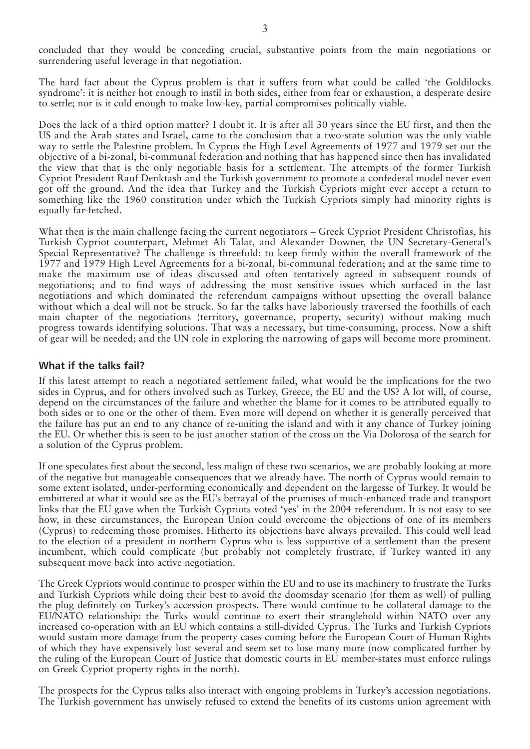concluded that they would be conceding crucial, substantive points from the main negotiations or surrendering useful leverage in that negotiation.

The hard fact about the Cyprus problem is that it suffers from what could be called 'the Goldilocks syndrome': it is neither hot enough to instil in both sides, either from fear or exhaustion, a desperate desire to settle; nor is it cold enough to make low-key, partial compromises politically viable.

Does the lack of a third option matter? I doubt it. It is after all 30 years since the EU first, and then the US and the Arab states and Israel, came to the conclusion that a two-state solution was the only viable way to settle the Palestine problem. In Cyprus the High Level Agreements of 1977 and 1979 set out the objective of a bi-zonal, bi-communal federation and nothing that has happened since then has invalidated the view that that is the only negotiable basis for a settlement. The attempts of the former Turkish Cypriot President Rauf Denktash and the Turkish government to promote a confederal model never even got off the ground. And the idea that Turkey and the Turkish Cypriots might ever accept a return to something like the 1960 constitution under which the Turkish Cypriots simply had minority rights is equally far-fetched.

What then is the main challenge facing the current negotiators – Greek Cypriot President Christofias, his Turkish Cypriot counterpart, Mehmet Ali Talat, and Alexander Downer, the UN Secretary-General's Special Representative? The challenge is threefold: to keep firmly within the overall framework of the 1977 and 1979 High Level Agreements for a bi-zonal, bi-communal federation; and at the same time to make the maximum use of ideas discussed and often tentatively agreed in subsequent rounds of negotiations; and to find ways of addressing the most sensitive issues which surfaced in the last negotiations and which dominated the referendum campaigns without upsetting the overall balance without which a deal will not be struck. So far the talks have laboriously traversed the foothills of each main chapter of the negotiations (territory, governance, property, security) without making much progress towards identifying solutions. That was a necessary, but time-consuming, process. Now a shift of gear will be needed; and the UN role in exploring the narrowing of gaps will become more prominent.

## What if the talks fail?

If this latest attempt to reach a negotiated settlement failed, what would be the implications for the two sides in Cyprus, and for others involved such as Turkey, Greece, the EU and the US? A lot will, of course, depend on the circumstances of the failure and whether the blame for it comes to be attributed equally to both sides or to one or the other of them. Even more will depend on whether it is generally perceived that the failure has put an end to any chance of re-uniting the island and with it any chance of Turkey joining the EU. Or whether this is seen to be just another station of the cross on the Via Dolorosa of the search for a solution of the Cyprus problem.

If one speculates first about the second, less malign of these two scenarios, we are probably looking at more of the negative but manageable consequences that we already have. The north of Cyprus would remain to some extent isolated, under-performing economically and dependent on the largesse of Turkey. It would be embittered at what it would see as the EU's betrayal of the promises of much-enhanced trade and transport links that the EU gave when the Turkish Cypriots voted 'yes' in the 2004 referendum. It is not easy to see how, in these circumstances, the European Union could overcome the objections of one of its members (Cyprus) to redeeming those promises. Hitherto its objections have always prevailed. This could well lead to the election of a president in northern Cyprus who is less supportive of a settlement than the present incumbent, which could complicate (but probably not completely frustrate, if Turkey wanted it) any subsequent move back into active negotiation.

The Greek Cypriots would continue to prosper within the EU and to use its machinery to frustrate the Turks and Turkish Cypriots while doing their best to avoid the doomsday scenario (for them as well) of pulling the plug definitely on Turkey's accession prospects. There would continue to be collateral damage to the EU/NATO relationship: the Turks would continue to exert their stranglehold within NATO over any increased co-operation with an EU which contains a still-divided Cyprus. The Turks and Turkish Cypriots would sustain more damage from the property cases coming before the European Court of Human Rights of which they have expensively lost several and seem set to lose many more (now complicated further by the ruling of the European Court of Justice that domestic courts in EU member-states must enforce rulings on Greek Cypriot property rights in the north).

The prospects for the Cyprus talks also interact with ongoing problems in Turkey's accession negotiations. The Turkish government has unwisely refused to extend the benefits of its customs union agreement with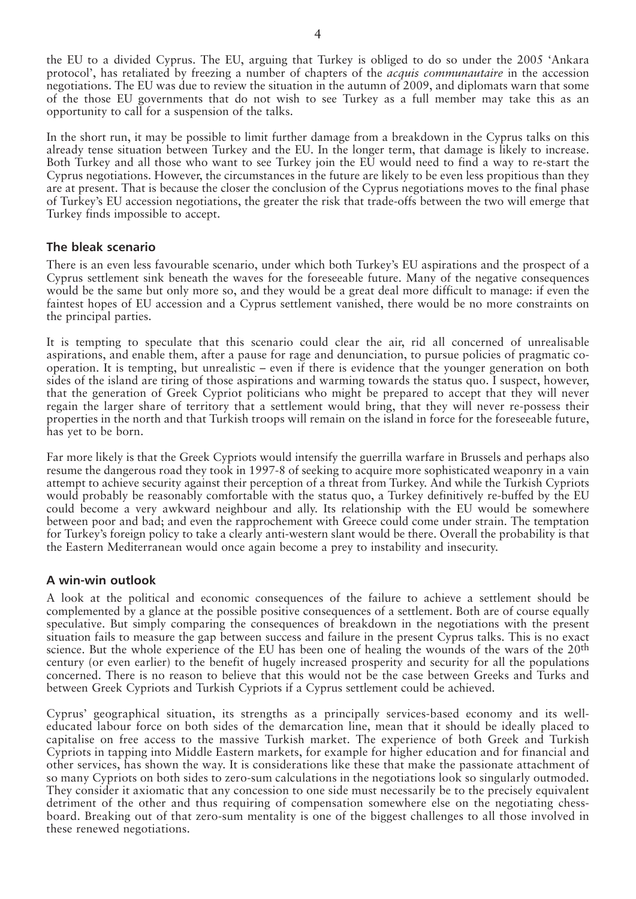the EU to a divided Cyprus. The EU, arguing that Turkey is obliged to do so under the 2005 'Ankara protocol', has retaliated by freezing a number of chapters of the *acquis communautaire* in the accession negotiations. The EU was due to review the situation in the autumn of 2009, and diplomats warn that some of the those EU governments that do not wish to see Turkey as a full member may take this as an opportunity to call for a suspension of the talks.

In the short run, it may be possible to limit further damage from a breakdown in the Cyprus talks on this already tense situation between Turkey and the EU. In the longer term, that damage is likely to increase. Both Turkey and all those who want to see Turkey join the EU would need to find a way to re-start the Cyprus negotiations. However, the circumstances in the future are likely to be even less propitious than they are at present. That is because the closer the conclusion of the Cyprus negotiations moves to the final phase of Turkey's EU accession negotiations, the greater the risk that trade-offs between the two will emerge that Turkey finds impossible to accept.

### The bleak scenario

There is an even less favourable scenario, under which both Turkey's EU aspirations and the prospect of a Cyprus settlement sink beneath the waves for the foreseeable future. Many of the negative consequences would be the same but only more so, and they would be a great deal more difficult to manage: if even the faintest hopes of EU accession and a Cyprus settlement vanished, there would be no more constraints on the principal parties.

It is tempting to speculate that this scenario could clear the air, rid all concerned of unrealisable aspirations, and enable them, after a pause for rage and denunciation, to pursue policies of pragmatic co-operation. It is tempting, but unrealistic – even if there is evidence that the younger generation on both sides of the island are tiring of those aspirations and warming towards the status quo. I suspect, however, that the generation of Greek Cypriot politicians who might be prepared to accept that they will never regain the larger share of territory that a settlement would bring, that they will never re-possess their properties in the north and that Turkish troops will remain on the island in force for the foreseeable future, has yet to be born.

Far more likely is that the Greek Cypriots would intensify the guerrilla warfare in Brussels and perhaps also resume the dangerous road they took in 1997-8 of seeking to acquire more sophisticated weaponry in a vain attempt to achieve security against their perception of a threat from Turkey. And while the Turkish Cypriots would probably be reasonably comfortable with the status quo, a Turkey definitively re-buffed by the EU could become a very awkward neighbour and ally. Its relationship with the EU would be somewhere between poor and bad; and even the rapprochement with Greece could come under strain. The temptation for Turkey's foreign policy to take a clearly anti-western slant would be there. Overall the probability is that the Eastern Mediterranean would once again become a prey to instability and insecurity.

### A win-win outlook

A look at the political and economic consequences of the failure to achieve a settlement should be complemented by a glance at the possible positive consequences of a settlement. Both are of course equally speculative. But simply comparing the consequences of breakdown in the negotiations with the present situation fails to measure the gap between success and failure in the present Cyprus talks. This is no exact science. But the whole experience of the EU has been one of healing the wounds of the wars of the 20th century (or even earlier) to the benefit of hugely increased prosperity and security for all the populations concerned. There is no reason to believe that this would not be the case between Greeks and Turks and between Greek Cypriots and Turkish Cypriots if a Cyprus settlement could be achieved.

Cyprus' geographical situation, its strengths as a principally services-based economy and its well-educated labour force on both sides of the demarcation line, mean that it should be ideally placed to capitalise on free access to the massive Turkish market. The experience of both Greek and Turkish Cypriots in tapping into Middle Eastern markets, for example for higher education and for financial and other services, has shown the way. It is considerations like these that make the passionate attachment of so many Cypriots on both sides to zero-sum calculations in the negotiations look so singularly outmoded. They consider it axiomatic that any concession to one side must necessarily be to the precisely equivalent detriment of the other and thus requiring of compensation somewhere else on the negotiating chess-board. Breaking out of that zero-sum mentality is one of the biggest challenges to all those involved in these renewed negotiations.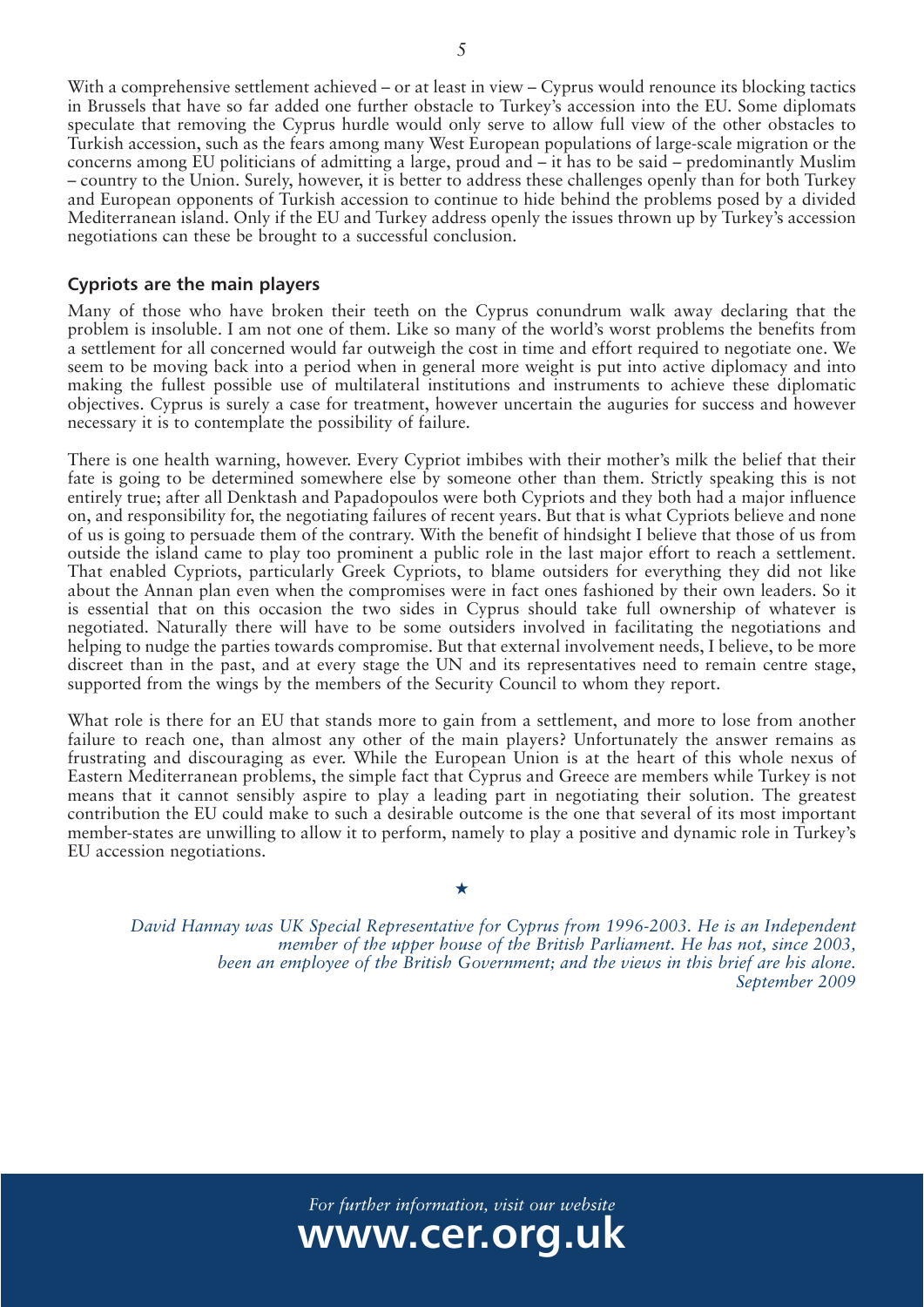With a comprehensive settlement achieved – or at least in view – Cyprus would renounce its blocking tactics in Brussels that have so far added one further obstacle to Turkey's accession into the EU. Some diplomats speculate that removing the Cyprus hurdle would only serve to allow full view of the other obstacles to Turkish accession, such as the fears among many West European populations of large-scale migration or the concerns among EU politicians of admitting a large, proud and – it has to be said – predominantly Muslim – country to the Union. Surely, however, it is better to address these challenges openly than for both Turkey and European opponents of Turkish accession to continue to hide behind the problems posed by a divided Mediterranean island. Only if the EU and Turkey address openly the issues thrown up by Turkey's accession negotiations can these be brought to a successful conclusion.

## Cypriots are the main players

Many of those who have broken their teeth on the Cyprus conundrum walk away declaring that the problem is insoluble. I am not one of them. Like so many of the world's worst problems the benefits from a settlement for all concerned would far outweigh the cost in time and effort required to negotiate one. We seem to be moving back into a period when in general more weight is put into active diplomacy and into making the fullest possible use of multilateral institutions and instruments to achieve these diplomatic objectives. Cyprus is surely a case for treatment, however uncertain the auguries for success and however necessary it is to contemplate the possibility of failure.

There is one health warning, however. Every Cypriot imbibes with their mother's milk the belief that their fate is going to be determined somewhere else by someone other than them. Strictly speaking this is not entirely true; after all Denktash and Papadopoulos were both Cypriots and they both had a major influence on, and responsibility for, the negotiating failures of recent years. But that is what Cypriots believe and none of us is going to persuade them of the contrary. With the benefit of hindsight I believe that those of us from outside the island came to play too prominent a public role in the last major effort to reach a settlement. That enabled Cypriots, particularly Greek Cypriots, to blame outsiders for everything they did not like about the Annan plan even when the compromises were in fact ones fashioned by their own leaders. So it is essential that on this occasion the two sides in Cyprus should take full ownership of whatever is negotiated. Naturally there will have to be some outsiders involved in facilitating the negotiations and helping to nudge the parties towards compromise. But that external involvement needs, I believe, to be more discreet than in the past, and at every stage the UN and its representatives need to remain centre stage, supported from the wings by the members of the Security Council to whom they report.

What role is there for an EU that stands more to gain from a settlement, and more to lose from another failure to reach one, than almost any other of the main players? Unfortunately the answer remains as frustrating and discouraging as ever. While the European Union is at the heart of this whole nexus of Eastern Mediterranean problems, the simple fact that Cyprus and Greece are members while Turkey is not means that it cannot sensibly aspire to play a leading part in negotiating their solution. The greatest contribution the EU could make to such a desirable outcome is the one that several of its most important member-states are unwilling to allow it to perform, namely to play a positive and dynamic role in Turkey's EU accession negotiations.

★

*David Hannay was UK Special Representative for Cyprus from 1996-2003. He is an Independent member of the upper house of the British Parliament. He has not, since 2003, been an employee of the British Government; and the views in this brief are his alone.*
*September 2009*

*For further information, visit our website*
**www.cer.org.uk**